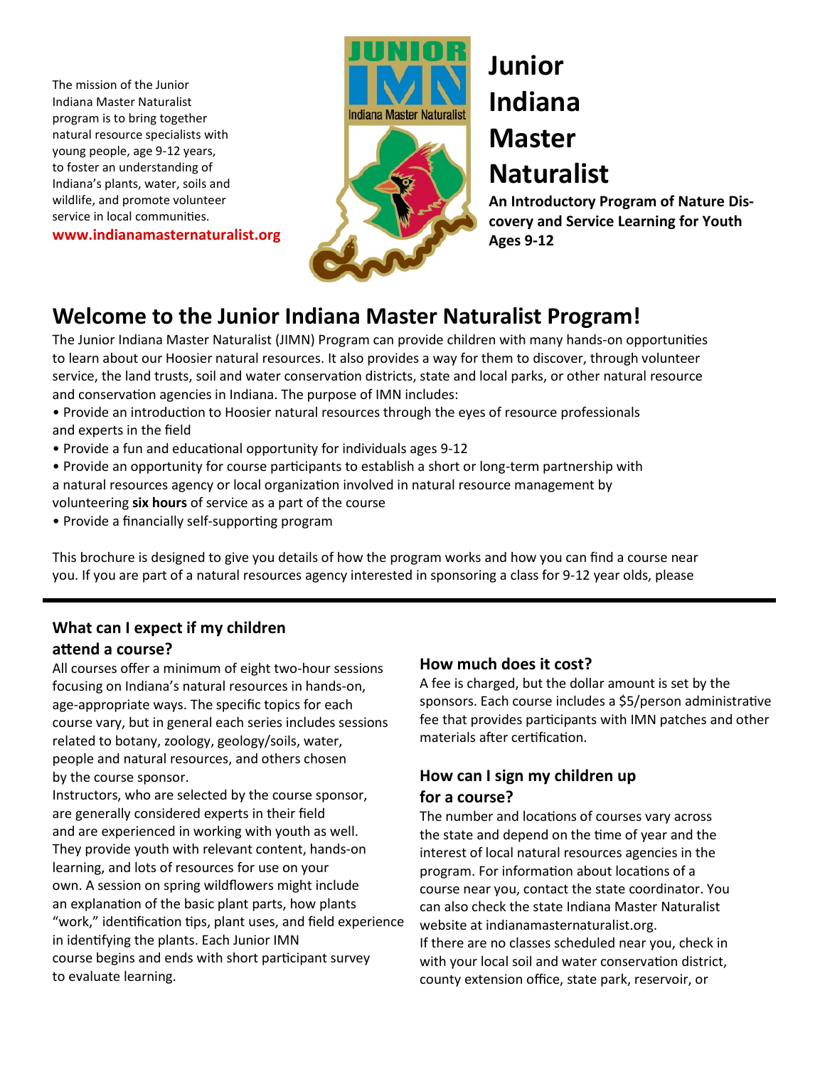The mission of the Junior Indiana Master Naturalist program is to bring together natural resource specialists with young people, age 9-12 years, to foster an understanding of Indiana's plants, water, soils and wildlife, and promote volunteer service in local communities.

**www.indianamasternaturalist.org**

# Junior Indiana Master Naturalist

**An Introductory Program of Nature Discovery and Service Learning for Youth Ages 9-12**

## Welcome to the Junior Indiana Master Naturalist Program!

The Junior Indiana Master Naturalist (JIMN) Program can provide children with many hands-on opportunities to learn about our Hoosier natural resources. It also provides a way for them to discover, through volunteer service, the land trusts, soil and water conservation districts, state and local parks, or other natural resource and conservation agencies in Indiana. The purpose of IMN includes:

- Provide an introduction to Hoosier natural resources through the eyes of resource professionals and experts in the field
- Provide a fun and educational opportunity for individuals ages 9-12
- Provide an opportunity for course participants to establish a short or long-term partnership with a natural resources agency or local organization involved in natural resource management by volunteering **six hours** of service as a part of the course
- Provide a financially self-supporting program

This brochure is designed to give you details of how the program works and how you can find a course near you. If you are part of a natural resources agency interested in sponsoring a class for 9-12 year olds, please

### What can I expect if my children attend a course?

All courses offer a minimum of eight two-hour sessions focusing on Indiana's natural resources in hands-on, age-appropriate ways. The specific topics for each course vary, but in general each series includes sessions related to botany, zoology, geology/soils, water, people and natural resources, and others chosen by the course sponsor.

Instructors, who are selected by the course sponsor, are generally considered experts in their field and are experienced in working with youth as well. They provide youth with relevant content, hands-on learning, and lots of resources for use on your own. A session on spring wildflowers might include an explanation of the basic plant parts, how plants "work," identification tips, plant uses, and field experience in identifying the plants. Each Junior IMN course begins and ends with short participant survey to evaluate learning.

### How much does it cost?

A fee is charged, but the dollar amount is set by the sponsors. Each course includes a $5/person administrative fee that provides participants with IMN patches and other materials after certification.

### How can I sign my children up for a course?

The number and locations of courses vary across the state and depend on the time of year and the interest of local natural resources agencies in the program. For information about locations of a course near you, contact the state coordinator. You can also check the state Indiana Master Naturalist website at indianamasternaturalist.org.

If there are no classes scheduled near you, check in with your local soil and water conservation district, county extension office, state park, reservoir, or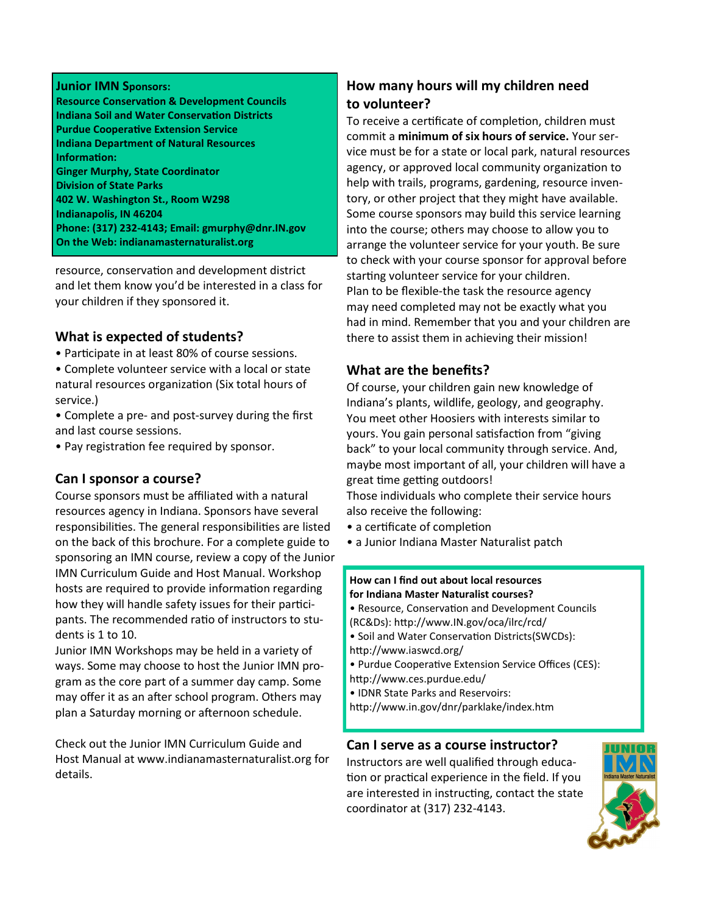**Junior IMN Sponsors:**
**Resource Conservation & Development Councils**
**Indiana Soil and Water Conservation Districts**
**Purdue Cooperative Extension Service**
**Indiana Department of Natural Resources**
**Information:**
**Ginger Murphy, State Coordinator**
**Division of State Parks**
**402 W. Washington St., Room W298**
**Indianapolis, IN 46204**
**Phone: (317) 232-4143; Email: gmurphy@dnr.IN.gov**
**On the Web: indianamasternaturalist.org**

resource, conservation and development district and let them know you'd be interested in a class for your children if they sponsored it.

## What is expected of students?

- Participate in at least 80% of course sessions.
- Complete volunteer service with a local or state natural resources organization (Six total hours of service.)
- Complete a pre- and post-survey during the first and last course sessions.
- Pay registration fee required by sponsor.

## Can I sponsor a course?

Course sponsors must be affiliated with a natural resources agency in Indiana. Sponsors have several responsibilities. The general responsibilities are listed on the back of this brochure. For a complete guide to sponsoring an IMN course, review a copy of the Junior IMN Curriculum Guide and Host Manual. Workshop hosts are required to provide information regarding how they will handle safety issues for their participants. The recommended ratio of instructors to students is 1 to 10.

Junior IMN Workshops may be held in a variety of ways. Some may choose to host the Junior IMN program as the core part of a summer day camp. Some may offer it as an after school program. Others may plan a Saturday morning or afternoon schedule.

Check out the Junior IMN Curriculum Guide and Host Manual at www.indianamasternaturalist.org for details.

## How many hours will my children need to volunteer?

To receive a certificate of completion, children must commit a **minimum of six hours of service.** Your service must be for a state or local park, natural resources agency, or approved local community organization to help with trails, programs, gardening, resource inventory, or other project that they might have available. Some course sponsors may build this service learning into the course; others may choose to allow you to arrange the volunteer service for your youth. Be sure to check with your course sponsor for approval before starting volunteer service for your children.
Plan to be flexible-the task the resource agency may need completed may not be exactly what you had in mind. Remember that you and your children are there to assist them in achieving their mission!

## What are the benefits?

Of course, your children gain new knowledge of Indiana's plants, wildlife, geology, and geography. You meet other Hoosiers with interests similar to yours. You gain personal satisfaction from "giving back" to your local community through service. And, maybe most important of all, your children will have a great time getting outdoors!
Those individuals who complete their service hours also receive the following:

- a certificate of completion
- a Junior Indiana Master Naturalist patch

**How can I find out about local resources for Indiana Master Naturalist courses?**

- Resource, Conservation and Development Councils (RC&Ds): http://www.IN.gov/oca/ilrc/rcd/
- Soil and Water Conservation Districts(SWCDs): http://www.iaswcd.org/
- Purdue Cooperative Extension Service Offices (CES): http://www.ces.purdue.edu/
- IDNR State Parks and Reservoirs: http://www.in.gov/dnr/parklake/index.htm

## Can I serve as a course instructor?

Instructors are well qualified through education or practical experience in the field. If you are interested in instructing, contact the state coordinator at (317) 232-4143.

JUNIOR IMN Indiana Master Naturalist